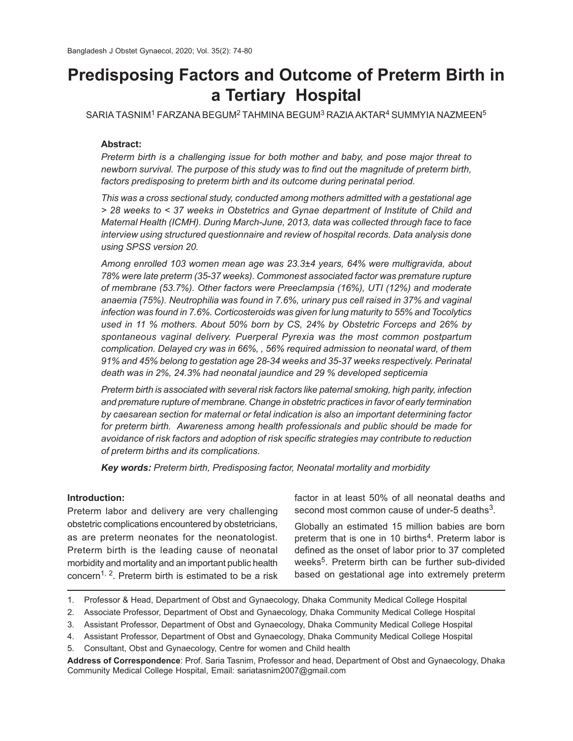# Predisposing Factors and Outcome of Preterm Birth in a Tertiary Hospital

SARIA TASNIM[1] FARZANA BEGUM[2] TAHMINA BEGUM[3] RAZIA AKTAR[4] SUMMYIA NAZMEEN[5]

**Abstract:**

*Preterm birth is a challenging issue for both mother and baby, and pose major threat to newborn survival. The purpose of this study was to find out the magnitude of preterm birth, factors predisposing to preterm birth and its outcome during perinatal period.*

*This was a cross sectional study, conducted among mothers admitted with a gestational age > 28 weeks to < 37 weeks in Obstetrics and Gynae department of Institute of Child and Maternal Health (ICMH). During March-June, 2013, data was collected through face to face interview using structured questionnaire and review of hospital records. Data analysis done using SPSS version 20.*

*Among enrolled 103 women mean age was 23.3±4 years, 64% were multigravida, about 78% were late preterm (35-37 weeks). Commonest associated factor was premature rupture of membrane (53.7%). Other factors were Preeclampsia (16%), UTI (12%) and moderate anaemia (75%). Neutrophilia was found in 7.6%, urinary pus cell raised in 37% and vaginal infection was found in 7.6%. Corticosteroids was given for lung maturity to 55% and Tocolytics used in 11 % mothers. About 50% born by CS, 24% by Obstetric Forceps and 26% by spontaneous vaginal delivery. Puerperal Pyrexia was the most common postpartum complication. Delayed cry was in 66%, , 56% required admission to neonatal ward, of them 91% and 45% belong to gestation age 28-34 weeks and 35-37 weeks respectively. Perinatal death was in 2%, 24.3% had neonatal jaundice and 29 % developed septicemia*

*Preterm birth is associated with several risk factors like paternal smoking, high parity, infection and premature rupture of membrane. Change in obstetric practices in favor of early termination by caesarean section for maternal or fetal indication is also an important determining factor for preterm birth. Awareness among health professionals and public should be made for avoidance of risk factors and adoption of risk specific strategies may contribute to reduction of preterm births and its complications.*

***Key words:*** *Preterm birth, Predisposing factor, Neonatal mortality and morbidity*

**Introduction:**

Preterm labor and delivery are very challenging obstetric complications encountered by obstetricians, as are preterm neonates for the neonatologist. Preterm birth is the leading cause of neonatal morbidity and mortality and an important public health concern[1, 2]. Preterm birth is estimated to be a risk factor in at least 50% of all neonatal deaths and second most common cause of under-5 deaths[3].

Globally an estimated 15 million babies are born preterm that is one in 10 births[4]. Preterm labor is defined as the onset of labor prior to 37 completed weeks[5]. Preterm birth can be further sub-divided based on gestational age into extremely preterm

1. Professor & Head, Department of Obst and Gynaecology, Dhaka Community Medical College Hospital
2. Associate Professor, Department of Obst and Gynaecology, Dhaka Community Medical College Hospital
3. Assistant Professor, Department of Obst and Gynaecology, Dhaka Community Medical College Hospital
4. Assistant Professor, Department of Obst and Gynaecology, Dhaka Community Medical College Hospital
5. Consultant, Obst and Gynaecology, Centre for women and Child health

**Address of Correspondence**: Prof. Saria Tasnim, Professor and head, Department of Obst and Gynaecology, Dhaka Community Medical College Hospital, Email: sariatasnim2007@gmail.com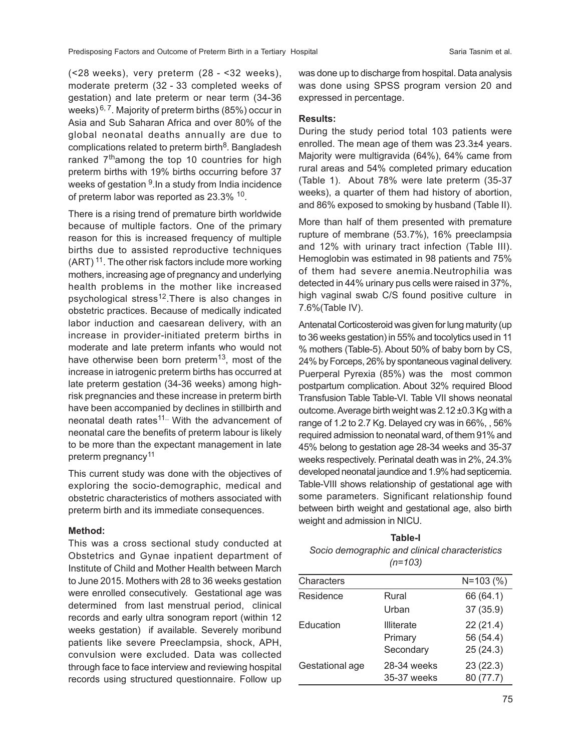(<28 weeks), very preterm (28 - <32 weeks), moderate preterm (32 - 33 completed weeks of gestation) and late preterm or near term (34-36 weeks)[6, 7]. Majority of preterm births (85%) occur in Asia and Sub Saharan Africa and over 80% of the global neonatal deaths annually are due to complications related to preterm birth[8]. Bangladesh ranked 7[th]among the top 10 countries for high preterm births with 19% births occurring before 37 weeks of gestation [9].In a study from India incidence of preterm labor was reported as 23.3% [10].

There is a rising trend of premature birth worldwide because of multiple factors. One of the primary reason for this is increased frequency of multiple births due to assisted reproductive techniques (ART) [11]. The other risk factors include more working mothers, increasing age of pregnancy and underlying health problems in the mother like increased psychological stress[12].There is also changes in obstetric practices. Because of medically indicated labor induction and caesarean delivery, with an increase in provider-initiated preterm births in moderate and late preterm infants who would not have otherwise been born preterm[13], most of the increase in iatrogenic preterm births has occurred at late preterm gestation (34-36 weeks) among high-risk pregnancies and these increase in preterm birth have been accompanied by declines in stillbirth and neonatal death rates[11].. With the advancement of neonatal care the benefits of preterm labour is likely to be more than the expectant management in late preterm pregnancy[11]

This current study was done with the objectives of exploring the socio-demographic, medical and obstetric characteristics of mothers associated with preterm birth and its immediate consequences.

**Method:**

This was a cross sectional study conducted at Obstetrics and Gynae inpatient department of Institute of Child and Mother Health between March to June 2015. Mothers with 28 to 36 weeks gestation were enrolled consecutively. Gestational age was determined from last menstrual period, clinical records and early ultra sonogram report (within 12 weeks gestation) if available. Severely moribund patients like severe Preeclampsia, shock, APH, convulsion were excluded. Data was collected through face to face interview and reviewing hospital records using structured questionnaire. Follow up was done up to discharge from hospital. Data analysis was done using SPSS program version 20 and expressed in percentage.

**Results:**

During the study period total 103 patients were enrolled. The mean age of them was 23.3±4 years. Majority were multigravida (64%), 64% came from rural areas and 54% completed primary education (Table 1). About 78% were late preterm (35-37 weeks), a quarter of them had history of abortion, and 86% exposed to smoking by husband (Table II).

More than half of them presented with premature rupture of membrane (53.7%), 16% preeclampsia and 12% with urinary tract infection (Table III). Hemoglobin was estimated in 98 patients and 75% of them had severe anemia.Neutrophilia was detected in 44% urinary pus cells were raised in 37%, high vaginal swab C/S found positive culture in 7.6%(Table IV).

Antenatal Corticosteroid was given for lung maturity (up to 36 weeks gestation) in 55% and tocolytics used in 11 % mothers (Table-5). About 50% of baby born by CS, 24% by Forceps, 26% by spontaneous vaginal delivery. Puerperal Pyrexia (85%) was the most common postpartum complication. About 32% required Blood Transfusion Table Table-VI. Table VII shows neonatal outcome. Average birth weight was 2.12 ±0.3 Kg with a range of 1.2 to 2.7 Kg. Delayed cry was in 66%, , 56% required admission to neonatal ward, of them 91% and 45% belong to gestation age 28-34 weeks and 35-37 weeks respectively. Perinatal death was in 2%, 24.3% developed neonatal jaundice and 1.9% had septicemia. Table-VIII shows relationship of gestational age with some parameters. Significant relationship found between birth weight and gestational age, also birth weight and admission in NICU.

**Table-I**

*Socio demographic and clinical characteristics (n=103)*

| Characters | | N=103 (%) |
|---|---|---|
| Residence | Rural | 66 (64.1) |
| | Urban | 37 (35.9) |
| Education | Illiterate | 22 (21.4) |
| | Primary | 56 (54.4) |
| | Secondary | 25 (24.3) |
| Gestational age | 28-34 weeks | 23 (22.3) |
| | 35-37 weeks | 80 (77.7) |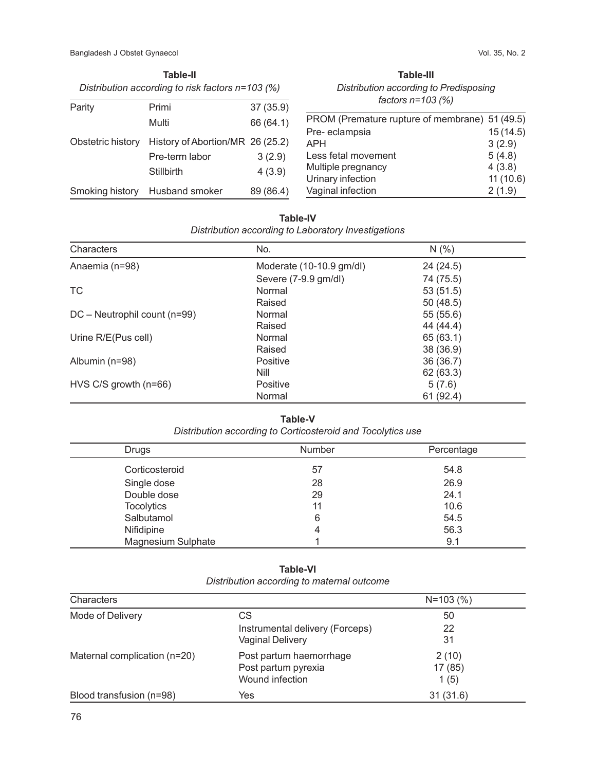**Table-II**

*Distribution according to risk factors n=103 (%)*

| | | |
|---|---|---|
| Parity | Primi | 37 (35.9) |
| | Multi | 66 (64.1) |
| Obstetric history | History of Abortion/MR | 26 (25.2) |
| | Pre-term labor | 3 (2.9) |
| | Stillbirth | 4 (3.9) |
| Smoking history | Husband smoker | 89 (86.4) |

**Table-III**

*Distribution according to Predisposing factors n=103 (%)*

| | |
|---|---|
| PROM (Premature rupture of membrane) | 51 (49.5) |
| Pre- eclampsia | 15 (14.5) |
| APH | 3 (2.9) |
| Less fetal movement | 5 (4.8) |
| Multiple pregnancy | 4 (3.8) |
| Urinary infection | 11 (10.6) |
| Vaginal infection | 2 (1.9) |

**Table-IV**

*Distribution according to Laboratory Investigations*

| Characters | No. | N (%) |
|---|---|---|
| Anaemia (n=98) | Moderate (10-10.9 gm/dl) | 24 (24.5) |
| | Severe (7-9.9 gm/dl) | 74 (75.5) |
| TC | Normal | 53 (51.5) |
| | Raised | 50 (48.5) |
| DC – Neutrophil count (n=99) | Normal | 55 (55.6) |
| | Raised | 44 (44.4) |
| Urine R/E(Pus cell) | Normal | 65 (63.1) |
| | Raised | 38 (36.9) |
| Albumin (n=98) | Positive | 36 (36.7) |
| | Nill | 62 (63.3) |
| HVS C/S growth (n=66) | Positive | 5 (7.6) |
| | Normal | 61 (92.4) |

**Table-V**

*Distribution according to Corticosteroid and Tocolytics use*

| Drugs | Number | Percentage |
|---|---|---|
| Corticosteroid | 57 | 54.8 |
| Single dose | 28 | 26.9 |
| Double dose | 29 | 24.1 |
| Tocolytics | 11 | 10.6 |
| Salbutamol | 6 | 54.5 |
| Nifidipine | 4 | 56.3 |
| Magnesium Sulphate | 1 | 9.1 |

**Table-VI**

*Distribution according to maternal outcome*

| Characters | | N=103 (%) |
|---|---|---|
| Mode of Delivery | CS | 50 |
| | Instrumental delivery (Forceps) | 22 |
| | Vaginal Delivery | 31 |
| Maternal complication (n=20) | Post partum haemorrhage | 2 (10) |
| | Post partum pyrexia | 17 (85) |
| | Wound infection | 1 (5) |
| Blood transfusion (n=98) | Yes | 31 (31.6) |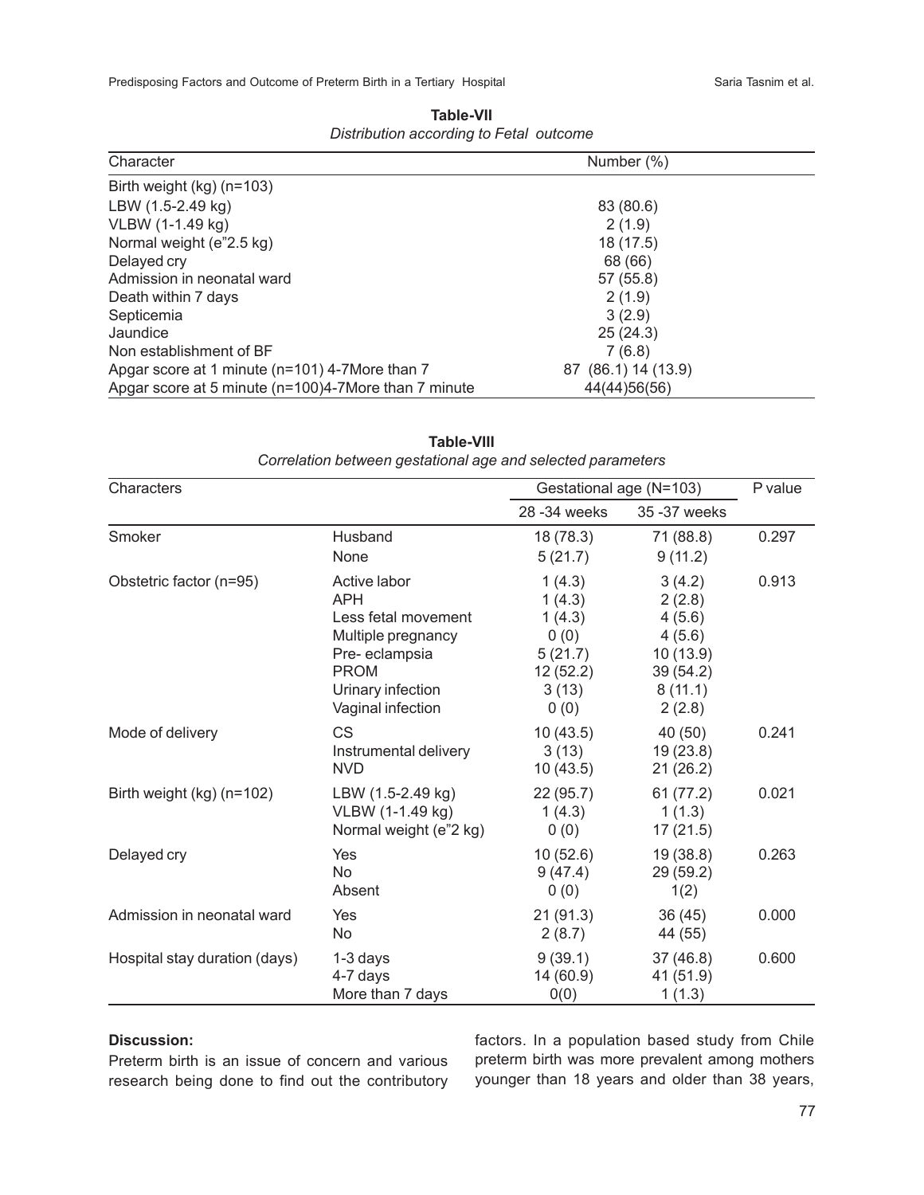**Table-VII**

*Distribution according to Fetal outcome*

| Character | Number (%) |
|---|---|
| Birth weight (kg) (n=103) | |
| LBW (1.5-2.49 kg) | 83 (80.6) |
| VLBW (1-1.49 kg) | 2 (1.9) |
| Normal weight (e"2.5 kg) | 18 (17.5) |
| Delayed cry | 68 (66) |
| Admission in neonatal ward | 57 (55.8) |
| Death within 7 days | 2 (1.9) |
| Septicemia | 3 (2.9) |
| Jaundice | 25 (24.3) |
| Non establishment of BF | 7 (6.8) |
| Apgar score at 1 minute (n=101) 4-7More than 7 | 87 (86.1) 14 (13.9) |
| Apgar score at 5 minute (n=100)4-7More than 7 minute | 44(44)56(56) |

**Table-VIII**

*Correlation between gestational age and selected parameters*

| Characters | | Gestational age (N=103) | | P value |
|---|---|---|---|---|
| | | 28 -34 weeks | 35 -37 weeks | |
| Smoker | Husband | 18 (78.3) | 71 (88.8) | 0.297 |
| | None | 5 (21.7) | 9 (11.2) | |
| Obstetric factor (n=95) | Active labor | 1 (4.3) | 3 (4.2) | 0.913 |
| | APH | 1 (4.3) | 2 (2.8) | |
| | Less fetal movement | 1 (4.3) | 4 (5.6) | |
| | Multiple pregnancy | 0 (0) | 4 (5.6) | |
| | Pre- eclampsia | 5 (21.7) | 10 (13.9) | |
| | PROM | 12 (52.2) | 39 (54.2) | |
| | Urinary infection | 3 (13) | 8 (11.1) | |
| | Vaginal infection | 0 (0) | 2 (2.8) | |
| Mode of delivery | CS | 10 (43.5) | 40 (50) | 0.241 |
| | Instrumental delivery | 3 (13) | 19 (23.8) | |
| | NVD | 10 (43.5) | 21 (26.2) | |
| Birth weight (kg) (n=102) | LBW (1.5-2.49 kg) | 22 (95.7) | 61 (77.2) | 0.021 |
| | VLBW (1-1.49 kg) | 1 (4.3) | 1 (1.3) | |
| | Normal weight (e"2 kg) | 0 (0) | 17 (21.5) | |
| Delayed cry | Yes | 10 (52.6) | 19 (38.8) | 0.263 |
| | No | 9 (47.4) | 29 (59.2) | |
| | Absent | 0 (0) | 1(2) | |
| Admission in neonatal ward | Yes | 21 (91.3) | 36 (45) | 0.000 |
| | No | 2 (8.7) | 44 (55) | |
| Hospital stay duration (days) | 1-3 days | 9 (39.1) | 37 (46.8) | 0.600 |
| | 4-7 days | 14 (60.9) | 41 (51.9) | |
| | More than 7 days | 0(0) | 1 (1.3) | |

**Discussion:**

Preterm birth is an issue of concern and various research being done to find out the contributory factors. In a population based study from Chile preterm birth was more prevalent among mothers younger than 18 years and older than 38 years,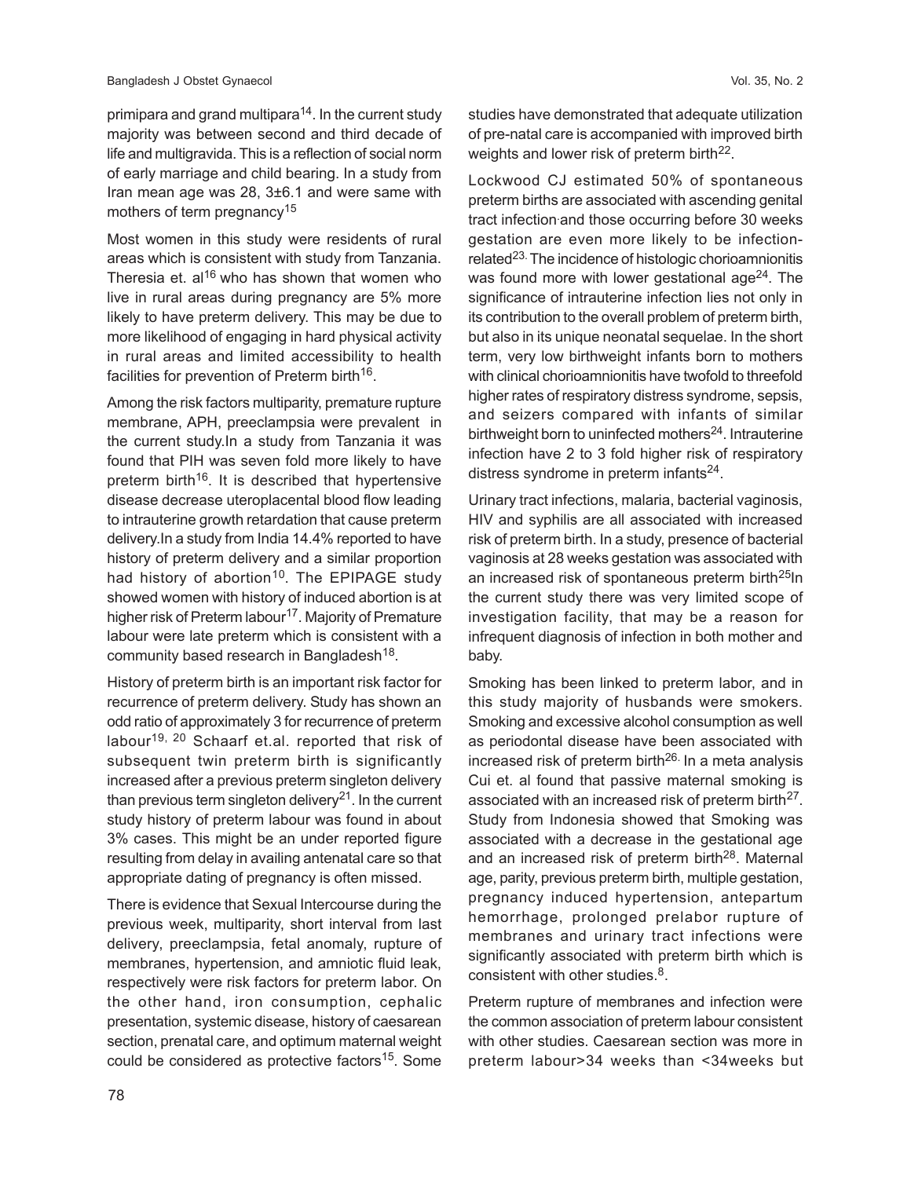primipara and grand multipara[14]. In the current study majority was between second and third decade of life and multigravida. This is a reflection of social norm of early marriage and child bearing. In a study from Iran mean age was 28, 3±6.1 and were same with mothers of term pregnancy[15]

Most women in this study were residents of rural areas which is consistent with study from Tanzania. Theresia et. al[16] who has shown that women who live in rural areas during pregnancy are 5% more likely to have preterm delivery. This may be due to more likelihood of engaging in hard physical activity in rural areas and limited accessibility to health facilities for prevention of Preterm birth[16].

Among the risk factors multiparity, premature rupture membrane, APH, preeclampsia were prevalent in the current study.In a study from Tanzania it was found that PIH was seven fold more likely to have preterm birth[16]. It is described that hypertensive disease decrease uteroplacental blood flow leading to intrauterine growth retardation that cause preterm delivery.In a study from India 14.4% reported to have history of preterm delivery and a similar proportion had history of abortion[10]. The EPIPAGE study showed women with history of induced abortion is at higher risk of Preterm labour[17]. Majority of Premature labour were late preterm which is consistent with a community based research in Bangladesh[18].

History of preterm birth is an important risk factor for recurrence of preterm delivery. Study has shown an odd ratio of approximately 3 for recurrence of preterm labour[19, 20] Schaarf et.al. reported that risk of subsequent twin preterm birth is significantly increased after a previous preterm singleton delivery than previous term singleton delivery[21]. In the current study history of preterm labour was found in about 3% cases. This might be an under reported figure resulting from delay in availing antenatal care so that appropriate dating of pregnancy is often missed.

There is evidence that Sexual Intercourse during the previous week, multiparity, short interval from last delivery, preeclampsia, fetal anomaly, rupture of membranes, hypertension, and amniotic fluid leak, respectively were risk factors for preterm labor. On the other hand, iron consumption, cephalic presentation, systemic disease, history of caesarean section, prenatal care, and optimum maternal weight could be considered as protective factors[15]. Some studies have demonstrated that adequate utilization of pre-natal care is accompanied with improved birth weights and lower risk of preterm birth[22].

Lockwood CJ estimated 50% of spontaneous preterm births are associated with ascending genital tract infection and those occurring before 30 weeks gestation are even more likely to be infection-related[23]. The incidence of histologic chorioamnionitis was found more with lower gestational age[24]. The significance of intrauterine infection lies not only in its contribution to the overall problem of preterm birth, but also in its unique neonatal sequelae. In the short term, very low birthweight infants born to mothers with clinical chorioamnionitis have twofold to threefold higher rates of respiratory distress syndrome, sepsis, and seizers compared with infants of similar birthweight born to uninfected mothers[24]. Intrauterine infection have 2 to 3 fold higher risk of respiratory distress syndrome in preterm infants[24].

Urinary tract infections, malaria, bacterial vaginosis, HIV and syphilis are all associated with increased risk of preterm birth. In a study, presence of bacterial vaginosis at 28 weeks gestation was associated with an increased risk of spontaneous preterm birth[25]In the current study there was very limited scope of investigation facility, that may be a reason for infrequent diagnosis of infection in both mother and baby.

Smoking has been linked to preterm labor, and in this study majority of husbands were smokers. Smoking and excessive alcohol consumption as well as periodontal disease have been associated with increased risk of preterm birth[26]. In a meta analysis Cui et. al found that passive maternal smoking is associated with an increased risk of preterm birth[27]. Study from Indonesia showed that Smoking was associated with a decrease in the gestational age and an increased risk of preterm birth[28]. Maternal age, parity, previous preterm birth, multiple gestation, pregnancy induced hypertension, antepartum hemorrhage, prolonged prelabor rupture of membranes and urinary tract infections were significantly associated with preterm birth which is consistent with other studies.[8].

Preterm rupture of membranes and infection were the common association of preterm labour consistent with other studies. Caesarean section was more in preterm labour>34 weeks than <34weeks but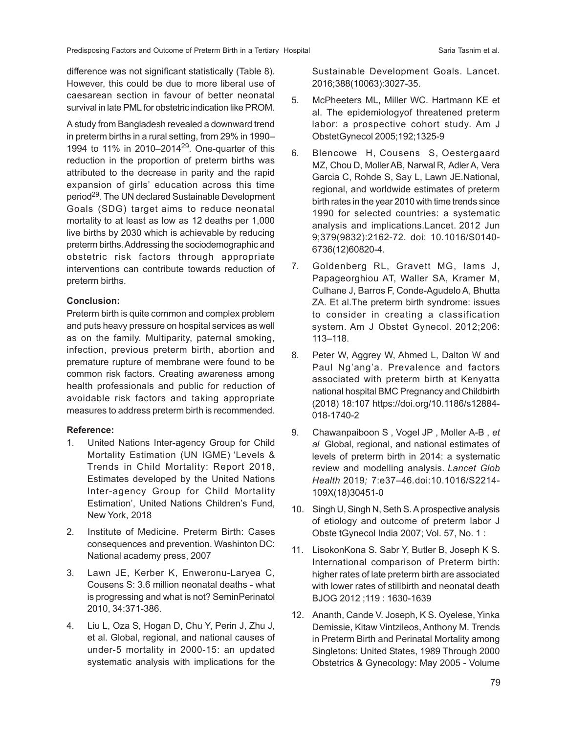difference was not significant statistically (Table 8). However, this could be due to more liberal use of caesarean section in favour of better neonatal survival in late PML for obstetric indication like PROM.

A study from Bangladesh revealed a downward trend in preterm births in a rural setting, from 29% in 1990–1994 to 11% in 2010–2014[29]. One-quarter of this reduction in the proportion of preterm births was attributed to the decrease in parity and the rapid expansion of girls' education across this time period[29]. The UN declared Sustainable Development Goals (SDG) target aims to reduce neonatal mortality to at least as low as 12 deaths per 1,000 live births by 2030 which is achievable by reducing preterm births. Addressing the sociodemographic and obstetric risk factors through appropriate interventions can contribute towards reduction of preterm births.

**Conclusion:**

Preterm birth is quite common and complex problem and puts heavy pressure on hospital services as well as on the family. Multiparity, paternal smoking, infection, previous preterm birth, abortion and premature rupture of membrane were found to be common risk factors. Creating awareness among health professionals and public for reduction of avoidable risk factors and taking appropriate measures to address preterm birth is recommended.

**Reference:**

1. United Nations Inter-agency Group for Child Mortality Estimation (UN IGME) 'Levels & Trends in Child Mortality: Report 2018, Estimates developed by the United Nations Inter-agency Group for Child Mortality Estimation', United Nations Children's Fund, New York, 2018
2. Institute of Medicine. Preterm Birth: Cases consequences and prevention. Washinton DC: National academy press, 2007
3. Lawn JE, Kerber K, Enweronu-Laryea C, Cousens S: 3.6 million neonatal deaths - what is progressing and what is not? SeminPerinatol 2010, 34:371-386.
4. Liu L, Oza S, Hogan D, Chu Y, Perin J, Zhu J, et al. Global, regional, and national causes of under-5 mortality in 2000-15: an updated systematic analysis with implications for the Sustainable Development Goals. Lancet. 2016;388(10063):3027-35.
5. McPheeters ML, Miller WC. Hartmann KE et al. The epidemiologyof threatened preterm labor: a prospective cohort study. Am J ObstetGynecol 2005;192;1325-9
6. Blencowe H, Cousens S, Oestergaard MZ, Chou D, Moller AB, Narwal R, Adler A, Vera Garcia C, Rohde S, Say L, Lawn JE.National, regional, and worldwide estimates of preterm birth rates in the year 2010 with time trends since 1990 for selected countries: a systematic analysis and implications.Lancet. 2012 Jun 9;379(9832):2162-72. doi: 10.1016/S0140-6736(12)60820-4.
7. Goldenberg RL, Gravett MG, Iams J, Papageorghiou AT, Waller SA, Kramer M, Culhane J, Barros F, Conde-Agudelo A, Bhutta ZA. Et al.The preterm birth syndrome: issues to consider in creating a classification system. Am J Obstet Gynecol. 2012;206: 113–118.
8. Peter W, Aggrey W, Ahmed L, Dalton W and Paul Ng'ang'a. Prevalence and factors associated with preterm birth at Kenyatta national hospital BMC Pregnancy and Childbirth (2018) 18:107 https://doi.org/10.1186/s12884-018-1740-2
9. Chawanpaiboon S , Vogel JP , Moller A-B , *et al* Global, regional, and national estimates of levels of preterm birth in 2014: a systematic review and modelling analysis. *Lancet Glob Health* 2019*;* 7:e37–46.doi:10.1016/S2214-109X(18)30451-0
10. Singh U, Singh N, Seth S. A prospective analysis of etiology and outcome of preterm labor J Obste tGynecol India 2007; Vol. 57, No. 1 :
11. LisokonKona S. Sabr Y, Butler B, Joseph K S. International comparison of Preterm birth: higher rates of late preterm birth are associated with lower rates of stillbirth and neonatal death BJOG 2012 ;119 : 1630-1639
12. Ananth, Cande V. Joseph, K S. Oyelese, Yinka Demissie, Kitaw Vintzileos, Anthony M. Trends in Preterm Birth and Perinatal Mortality among Singletons: United States, 1989 Through 2000 Obstetrics & Gynecology: May 2005 - Volume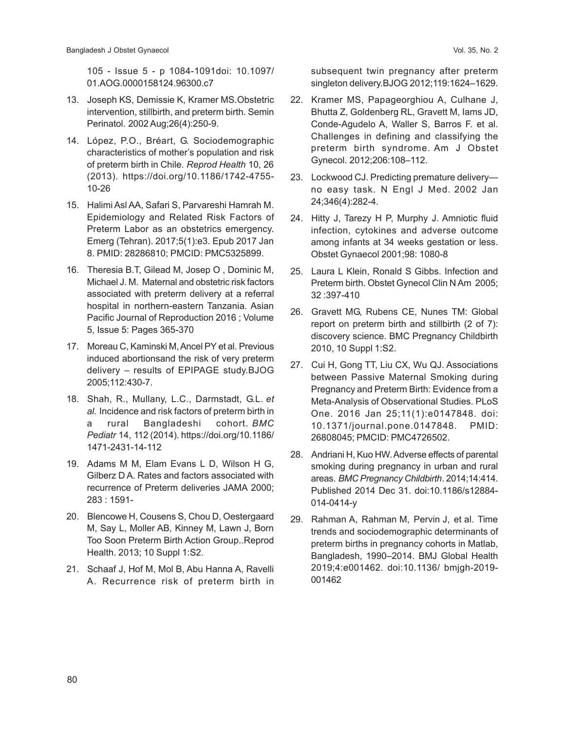105 - Issue 5 - p 1084-1091doi: 10.1097/ 01.AOG.0000158124.96300.c7

13. Joseph KS, Demissie K, Kramer MS.Obstetric intervention, stillbirth, and preterm birth. Semin Perinatol. 2002 Aug;26(4):250-9.
14. López, P.O., Bréart, G. Sociodemographic characteristics of mother's population and risk of preterm birth in Chile. *Reprod Health* 10, 26 (2013). https://doi.org/10.1186/1742-4755-10-26
15. Halimi Asl AA, Safari S, Parvareshi Hamrah M. Epidemiology and Related Risk Factors of Preterm Labor as an obstetrics emergency. Emerg (Tehran). 2017;5(1):e3. Epub 2017 Jan 8. PMID: 28286810; PMCID: PMC5325899.
16. Theresia B.T, Gilead M, Josep O , Dominic M, Michael J. M. Maternal and obstetric risk factors associated with preterm delivery at a referral hospital in northern-eastern Tanzania. Asian Pacific Journal of Reproduction 2016 ; Volume 5, Issue 5: Pages 365-370
17. Moreau C, Kaminski M, Ancel PY et al. Previous induced abortionsand the risk of very preterm delivery – results of EPIPAGE study.BJOG 2005;112:430-7.
18. Shah, R., Mullany, L.C., Darmstadt, G.L. *et al.* Incidence and risk factors of preterm birth in a rural Bangladeshi cohort. *BMC Pediatr* 14, 112 (2014). https://doi.org/10.1186/1471-2431-14-112
19. Adams M M, Elam Evans L D, Wilson H G, Gilberz D A. Rates and factors associated with recurrence of Preterm deliveries JAMA 2000; 283 : 1591-
20. Blencowe H, Cousens S, Chou D, Oestergaard M, Say L, Moller AB, Kinney M, Lawn J, Born Too Soon Preterm Birth Action Group..Reprod Health. 2013; 10 Suppl 1:S2.
21. Schaaf J, Hof M, Mol B, Abu Hanna A, Ravelli A. Recurrence risk of preterm birth in subsequent twin pregnancy after preterm singleton delivery.BJOG 2012;119:1624–1629.
22. Kramer MS, Papageorghiou A, Culhane J, Bhutta Z, Goldenberg RL, Gravett M, Iams JD, Conde-Agudelo A, Waller S, Barros F. et al. Challenges in defining and classifying the preterm birth syndrome. Am J Obstet Gynecol. 2012;206:108–112.
23. Lockwood CJ. Predicting premature delivery—no easy task. N Engl J Med. 2002 Jan 24;346(4):282-4.
24. Hitty J, Tarezy H P, Murphy J. Amniotic fluid infection, cytokines and adverse outcome among infants at 34 weeks gestation or less. Obstet Gynaecol 2001;98: 1080-8
25. Laura L Klein, Ronald S Gibbs. Infection and Preterm birth. Obstet Gynecol Clin N Am 2005; 32 :397-410
26. Gravett MG, Rubens CE, Nunes TM: Global report on preterm birth and stillbirth (2 of 7): discovery science. BMC Pregnancy Childbirth 2010, 10 Suppl 1:S2.
27. Cui H, Gong TT, Liu CX, Wu QJ. Associations between Passive Maternal Smoking during Pregnancy and Preterm Birth: Evidence from a Meta-Analysis of Observational Studies. PLoS One. 2016 Jan 25;11(1):e0147848. doi: 10.1371/journal.pone.0147848. PMID: 26808045; PMCID: PMC4726502.
28. Andriani H, Kuo HW. Adverse effects of parental smoking during pregnancy in urban and rural areas. *BMC Pregnancy Childbirth*. 2014;14:414. Published 2014 Dec 31. doi:10.1186/s12884-014-0414-y
29. Rahman A, Rahman M, Pervin J, et al. Time trends and sociodemographic determinants of preterm births in pregnancy cohorts in Matlab, Bangladesh, 1990–2014. BMJ Global Health 2019;4:e001462. doi:10.1136/ bmjgh-2019-001462